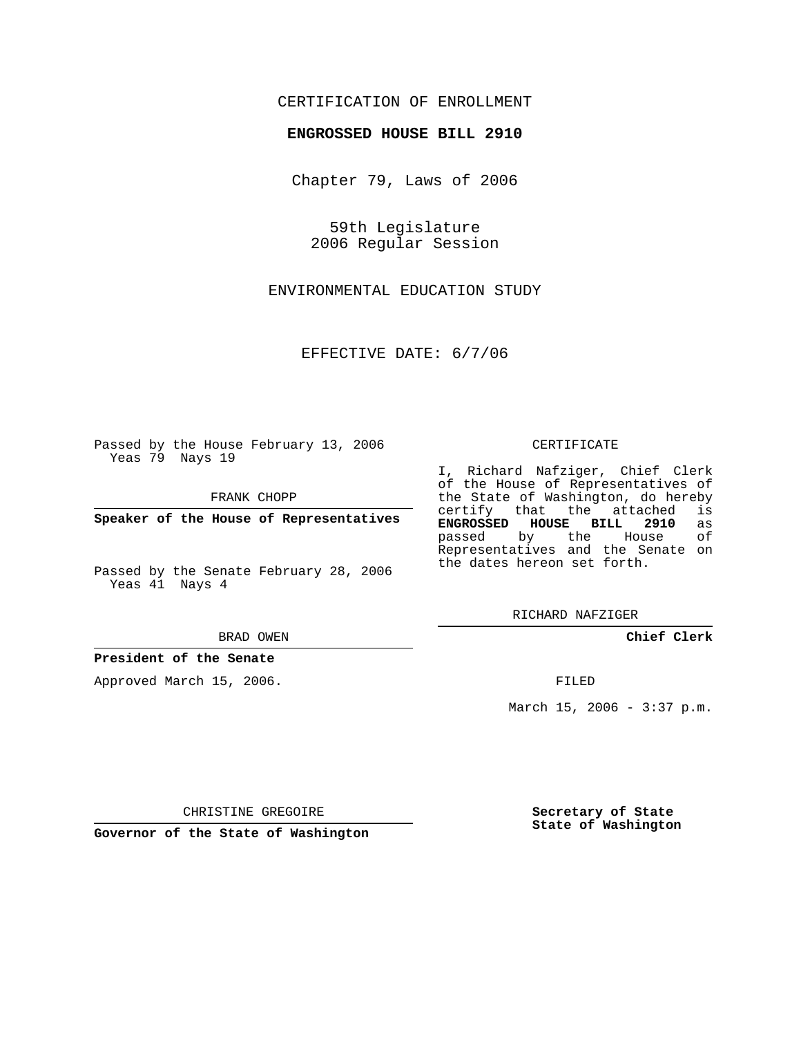CERTIFICATION OF ENROLLMENT

**ENGROSSED HOUSE BILL 2910**

Chapter 79, Laws of 2006

59th Legislature
2006 Regular Session

ENVIRONMENTAL EDUCATION STUDY

EFFECTIVE DATE: 6/7/06

Passed by the House February 13, 2006
Yeas 79 Nays 19

FRANK CHOPP

**Speaker of the House of Representatives**

Passed by the Senate February 28, 2006
Yeas 41 Nays 4

BRAD OWEN

**President of the Senate**

Approved March 15, 2006.

CHRISTINE GREGOIRE

**Governor of the State of Washington**

CERTIFICATE

I, Richard Nafziger, Chief Clerk of the House of Representatives of the State of Washington, do hereby certify that the attached is **ENGROSSED HOUSE BILL 2910** as passed by the House of Representatives and the Senate on the dates hereon set forth.

RICHARD NAFZIGER

**Chief Clerk**

FILED

March 15, 2006 - 3:37 p.m.

**Secretary of State**
**State of Washington**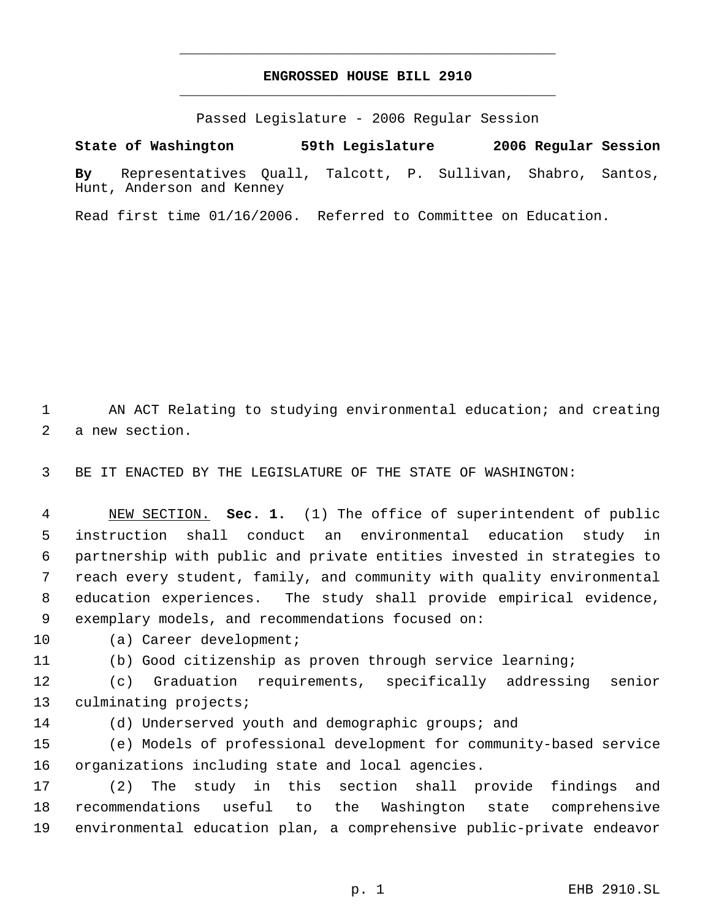# ENGROSSED HOUSE BILL 2910

Passed Legislature - 2006 Regular Session

**State of Washington 59th Legislature 2006 Regular Session**

**By** Representatives Quall, Talcott, P. Sullivan, Shabro, Santos, Hunt, Anderson and Kenney

Read first time 01/16/2006. Referred to Committee on Education.

1 AN ACT Relating to studying environmental education; and creating
2 a new section.

3 BE IT ENACTED BY THE LEGISLATURE OF THE STATE OF WASHINGTON:

4 NEW SECTION. **Sec. 1.** (1) The office of superintendent of public
5 instruction shall conduct an environmental education study in
6 partnership with public and private entities invested in strategies to
7 reach every student, family, and community with quality environmental
8 education experiences. The study shall provide empirical evidence,
9 exemplary models, and recommendations focused on:

10 (a) Career development;

11 (b) Good citizenship as proven through service learning;

12 (c) Graduation requirements, specifically addressing senior
13 culminating projects;

14 (d) Underserved youth and demographic groups; and

15 (e) Models of professional development for community-based service
16 organizations including state and local agencies.

17 (2) The study in this section shall provide findings and
18 recommendations useful to the Washington state comprehensive
19 environmental education plan, a comprehensive public-private endeavor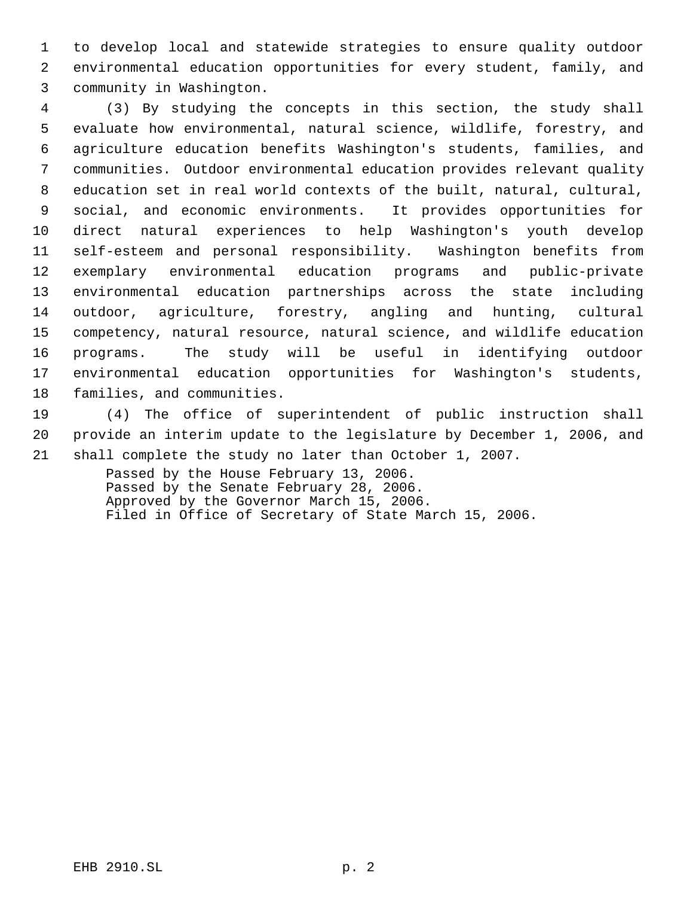to develop local and statewide strategies to ensure quality outdoor environmental education opportunities for every student, family, and community in Washington.

(3) By studying the concepts in this section, the study shall evaluate how environmental, natural science, wildlife, forestry, and agriculture education benefits Washington's students, families, and communities. Outdoor environmental education provides relevant quality education set in real world contexts of the built, natural, cultural, social, and economic environments. It provides opportunities for direct natural experiences to help Washington's youth develop self-esteem and personal responsibility. Washington benefits from exemplary environmental education programs and public-private environmental education partnerships across the state including outdoor, agriculture, forestry, angling and hunting, cultural competency, natural resource, natural science, and wildlife education programs. The study will be useful in identifying outdoor environmental education opportunities for Washington's students, families, and communities.

(4) The office of superintendent of public instruction shall provide an interim update to the legislature by December 1, 2006, and shall complete the study no later than October 1, 2007.

Passed by the House February 13, 2006.
Passed by the Senate February 28, 2006.
Approved by the Governor March 15, 2006.
Filed in Office of Secretary of State March 15, 2006.